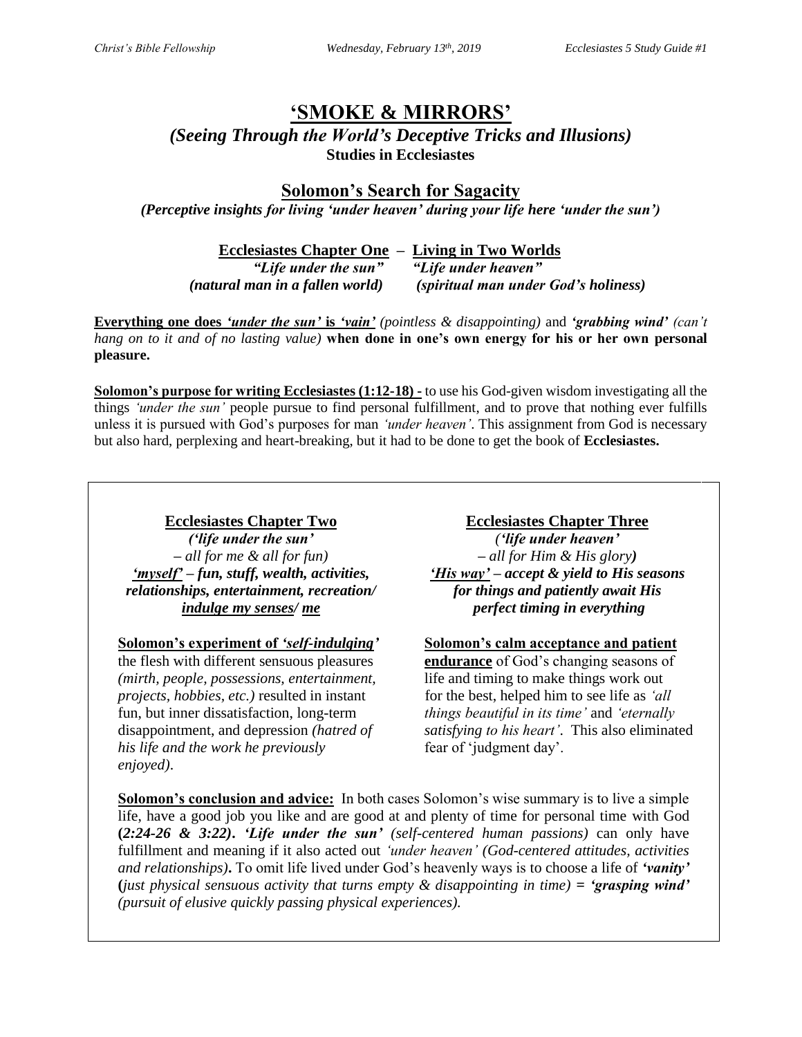# 'SMOKE & MIRRORS'

### *(Seeing Through the World's Deceptive Tricks and Illusions)*

**Studies in Ecclesiastes**

## Solomon's Search for Sagacity

***(Perceptive insights for living 'under heaven' during your life here 'under the sun')***

**Ecclesiastes Chapter One – Living in Two Worlds**

| ***"Life under the sun"*** | ***"Life under heaven"*** |
|---|---|
| ***(natural man in a fallen world)*** | ***(spiritual man under God's holiness)*** |

**Everything one does *'under the sun'* is *'vain'*** *(pointless & disappointing)* and ***'grabbing wind'*** *(can't hang on to it and of no lasting value)* **when done in one's own energy for his or her own personal pleasure.**

**Solomon's purpose for writing Ecclesiastes (1:12-18) -** to use his God-given wisdom investigating all the things *'under the sun'* people pursue to find personal fulfillment, and to prove that nothing ever fulfills unless it is pursued with God's purposes for man *'under heaven'*. This assignment from God is necessary but also hard, perplexing and heart-breaking, but it had to be done to get the book of **Ecclesiastes.**

**Ecclesiastes Chapter Two**

***('life under the sun' – all for me & all for fun)***
***'myself' – fun, stuff, wealth, activities, relationships, entertainment, recreation/ indulge my senses/ me***

**Solomon's experiment of *'self-indulging'*** the flesh with different sensuous pleasures *(mirth, people, possessions, entertainment, projects, hobbies, etc.)* resulted in instant fun, but inner dissatisfaction, long-term disappointment, and depression *(hatred of his life and the work he previously enjoyed)*.

**Ecclesiastes Chapter Three**

***('life under heaven' – all for Him & His glory)***
***'His way' – accept & yield to His seasons for things and patiently await His perfect timing in everything***

**Solomon's calm acceptance and patient endurance** of God's changing seasons of life and timing to make things work out for the best, helped him to see life as *'all things beautiful in its time'* and *'eternally satisfying to his heart'*. This also eliminated fear of 'judgment day'.

**Solomon's conclusion and advice:** In both cases Solomon's wise summary is to live a simple life, have a good job you like and are good at and plenty of time for personal time with God **(*2:24-26 & 3:22*). *'Life under the sun'*** *(self-centered human passions)* can only have fulfillment and meaning if it also acted out *'under heaven' (God-centered attitudes, activities and relationships)***.** To omit life lived under God's heavenly ways is to choose a life of ***'vanity'*** **(***just physical sensuous activity that turns empty & disappointing in time)* **=** ***'grasping wind'*** *(pursuit of elusive quickly passing physical experiences).*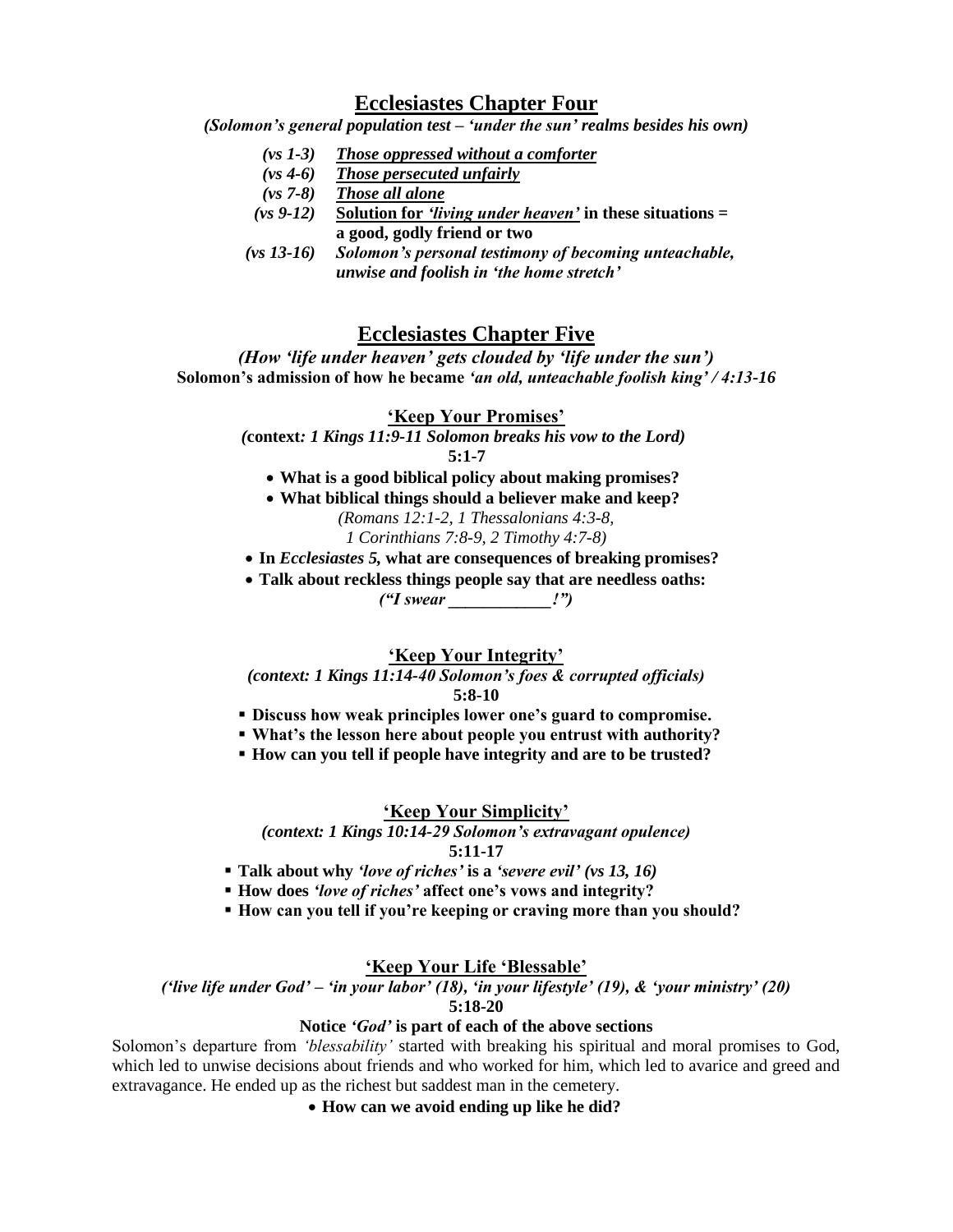## <u>Ecclesiastes Chapter Four</u>

***(Solomon's general population test – 'under the sun' realms besides his own)***

- ***(vs 1-3)*** ***<u>Those oppressed without a comforter</u>***
- ***(vs 4-6)*** ***<u>Those persecuted unfairly</u>***
- ***(vs 7-8)*** ***<u>Those all alone</u>***
- ***(vs 9-12)*** **<u>Solution for *'living under heaven'*</u> in these situations = a good, godly friend or two**
- ***(vs 13-16)*** ***Solomon's personal testimony of becoming unteachable, unwise and foolish in 'the home stretch'***

## <u>Ecclesiastes Chapter Five</u>

***(How 'life under heaven' gets clouded by 'life under the sun')***

**Solomon's admission of how he became *'an old, unteachable foolish king' / 4:13-16***

### <u>'Keep Your Promises'</u>

***(*context*: 1 Kings 11:9-11 Solomon breaks his vow to the Lord)***

**5:1-7**

- **What is a good biblical policy about making promises?**
- **What biblical things should a believer make and keep?**
  *(Romans 12:1-2, 1 Thessalonians 4:3-8, 1 Corinthians 7:8-9, 2 Timothy 4:7-8)*
- **In *Ecclesiastes 5,* what are consequences of breaking promises?**
- **Talk about reckless things people say that are needless oaths:**
  ***("I swear ____________!")***

### <u>'Keep Your Integrity'</u>

***(context: 1 Kings 11:14-40 Solomon's foes & corrupted officials)***

**5:8-10**

- **Discuss how weak principles lower one's guard to compromise.**
- **What's the lesson here about people you entrust with authority?**
- **How can you tell if people have integrity and are to be trusted?**

### <u>'Keep Your Simplicity'</u>

***(context: 1 Kings 10:14-29 Solomon's extravagant opulence)***

**5:11-17**

- **Talk about why *'love of riches'* is a *'severe evil' (vs 13, 16)***
- **How does *'love of riches'* affect one's vows and integrity?**
- **How can you tell if you're keeping or craving more than you should?**

### <u>'Keep Your Life 'Blessable'</u>

***('live life under God' – 'in your labor' (18), 'in your lifestyle' (19), & 'your ministry' (20)***

**5:18-20**

**Notice *'God'* is part of each of the above sections**

Solomon's departure from *'blessability'* started with breaking his spiritual and moral promises to God, which led to unwise decisions about friends and who worked for him, which led to avarice and greed and extravagance. He ended up as the richest but saddest man in the cemetery.

- **How can we avoid ending up like he did?**